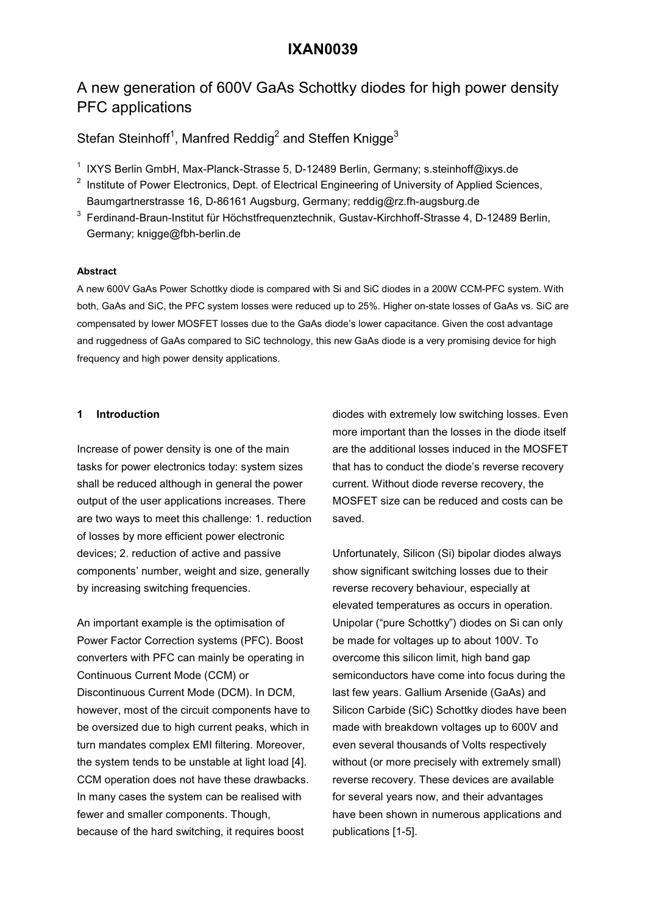# IXAN0039

## A new generation of 600V GaAs Schottky diodes for high power density PFC applications

Stefan Steinhoff[1], Manfred Reddig[2] and Steffen Knigge[3]

[1] IXYS Berlin GmbH, Max-Planck-Strasse 5, D-12489 Berlin, Germany; s.steinhoff@ixys.de

[2] Institute of Power Electronics, Dept. of Electrical Engineering of University of Applied Sciences, Baumgartnerstrasse 16, D-86161 Augsburg, Germany; reddig@rz.fh-augsburg.de

[3] Ferdinand-Braun-Institut für Höchstfrequenztechnik, Gustav-Kirchhoff-Strasse 4, D-12489 Berlin, Germany; knigge@fbh-berlin.de

#### Abstract

A new 600V GaAs Power Schottky diode is compared with Si and SiC diodes in a 200W CCM-PFC system. With both, GaAs and SiC, the PFC system losses were reduced up to 25%. Higher on-state losses of GaAs vs. SiC are compensated by lower MOSFET losses due to the GaAs diode's lower capacitance. Given the cost advantage and ruggedness of GaAs compared to SiC technology, this new GaAs diode is a very promising device for high frequency and high power density applications.

### 1 Introduction

Increase of power density is one of the main tasks for power electronics today: system sizes shall be reduced although in general the power output of the user applications increases. There are two ways to meet this challenge: 1. reduction of losses by more efficient power electronic devices; 2. reduction of active and passive components' number, weight and size, generally by increasing switching frequencies.

An important example is the optimisation of Power Factor Correction systems (PFC). Boost converters with PFC can mainly be operating in Continuous Current Mode (CCM) or Discontinuous Current Mode (DCM). In DCM, however, most of the circuit components have to be oversized due to high current peaks, which in turn mandates complex EMI filtering. Moreover, the system tends to be unstable at light load [4]. CCM operation does not have these drawbacks. In many cases the system can be realised with fewer and smaller components. Though, because of the hard switching, it requires boost diodes with extremely low switching losses. Even more important than the losses in the diode itself are the additional losses induced in the MOSFET that has to conduct the diode's reverse recovery current. Without diode reverse recovery, the MOSFET size can be reduced and costs can be saved.

Unfortunately, Silicon (Si) bipolar diodes always show significant switching losses due to their reverse recovery behaviour, especially at elevated temperatures as occurs in operation. Unipolar ("pure Schottky") diodes on Si can only be made for voltages up to about 100V. To overcome this silicon limit, high band gap semiconductors have come into focus during the last few years. Gallium Arsenide (GaAs) and Silicon Carbide (SiC) Schottky diodes have been made with breakdown voltages up to 600V and even several thousands of Volts respectively without (or more precisely with extremely small) reverse recovery. These devices are available for several years now, and their advantages have been shown in numerous applications and publications [1-5].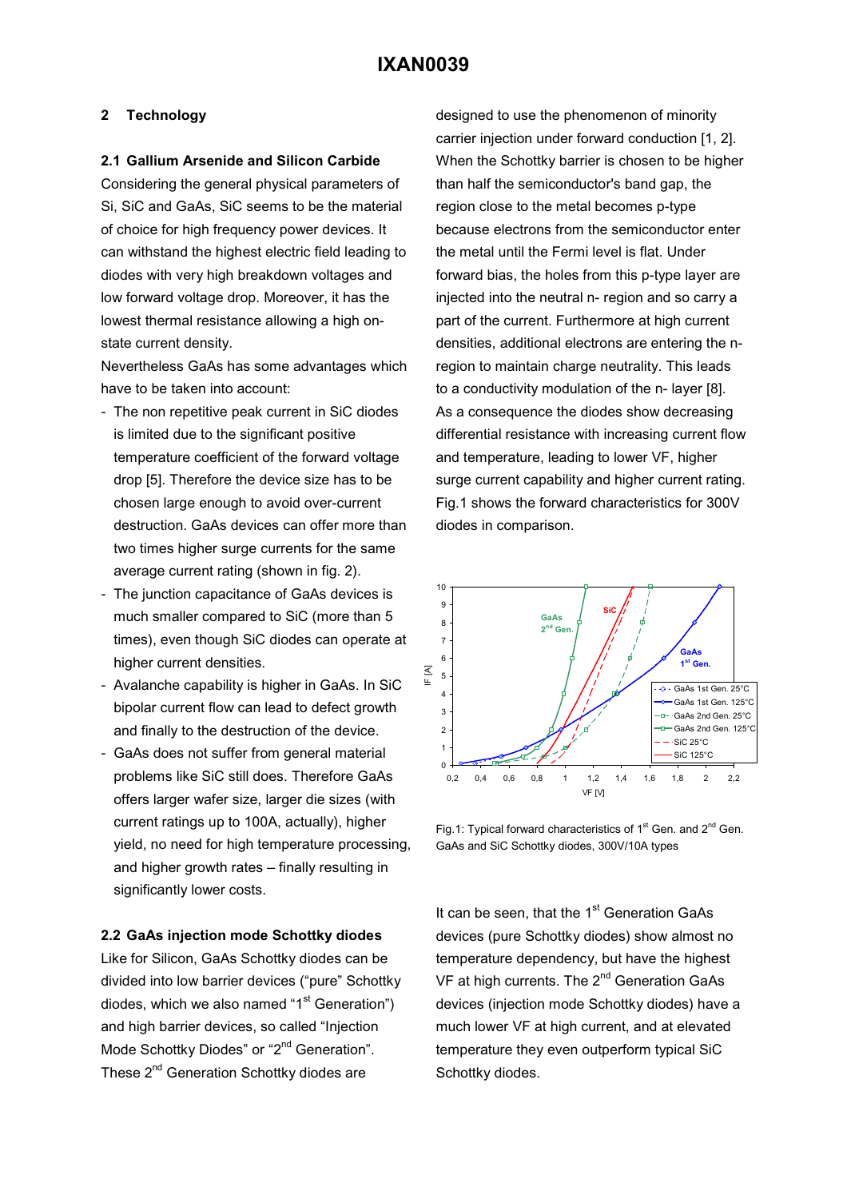## 2 Technology

### 2.1 Gallium Arsenide and Silicon Carbide

Considering the general physical parameters of Si, SiC and GaAs, SiC seems to be the material of choice for high frequency power devices. It can withstand the highest electric field leading to diodes with very high breakdown voltages and low forward voltage drop. Moreover, it has the lowest thermal resistance allowing a high on-state current density.

Nevertheless GaAs has some advantages which have to be taken into account:

- The non repetitive peak current in SiC diodes is limited due to the significant positive temperature coefficient of the forward voltage drop [5]. Therefore the device size has to be chosen large enough to avoid over-current destruction. GaAs devices can offer more than two times higher surge currents for the same average current rating (shown in fig. 2).
- The junction capacitance of GaAs devices is much smaller compared to SiC (more than 5 times), even though SiC diodes can operate at higher current densities.
- Avalanche capability is higher in GaAs. In SiC bipolar current flow can lead to defect growth and finally to the destruction of the device.
- GaAs does not suffer from general material problems like SiC still does. Therefore GaAs offers larger wafer size, larger die sizes (with current ratings up to 100A, actually), higher yield, no need for high temperature processing, and higher growth rates – finally resulting in significantly lower costs.

### 2.2 GaAs injection mode Schottky diodes

Like for Silicon, GaAs Schottky diodes can be divided into low barrier devices ("pure" Schottky diodes, which we also named "1st Generation") and high barrier devices, so called "Injection Mode Schottky Diodes" or "2nd Generation". These 2nd Generation Schottky diodes are designed to use the phenomenon of minority carrier injection under forward conduction [1, 2]. When the Schottky barrier is chosen to be higher than half the semiconductor's band gap, the region close to the metal becomes p-type because electrons from the semiconductor enter the metal until the Fermi level is flat. Under forward bias, the holes from this p-type layer are injected into the neutral n- region and so carry a part of the current. Furthermore at high current densities, additional electrons are entering the n-region to maintain charge neutrality. This leads to a conductivity modulation of the n- layer [8]. As a consequence the diodes show decreasing differential resistance with increasing current flow and temperature, leading to lower VF, higher surge current capability and higher current rating. Fig.1 shows the forward characteristics for 300V diodes in comparison.

Fig.1: Typical forward characteristics of 1st Gen. and 2nd Gen. GaAs and SiC Schottky diodes, 300V/10A types

It can be seen, that the 1st Generation GaAs devices (pure Schottky diodes) show almost no temperature dependency, but have the highest VF at high currents. The 2nd Generation GaAs devices (injection mode Schottky diodes) have a much lower VF at high current, and at elevated temperature they even outperform typical SiC Schottky diodes.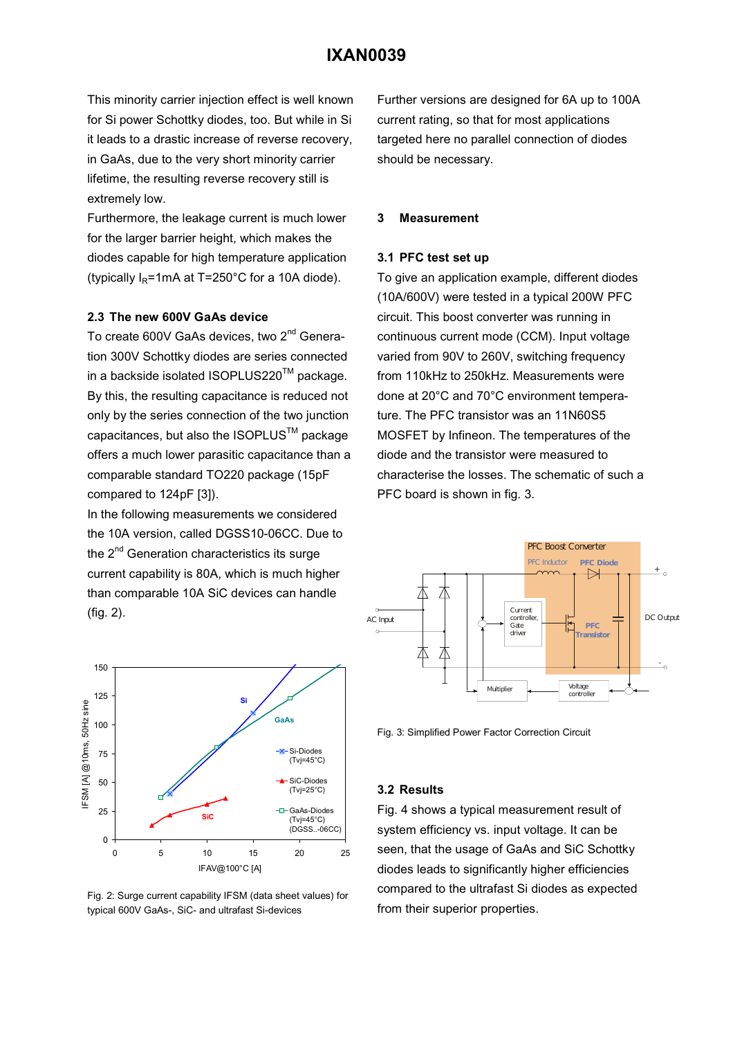This minority carrier injection effect is well known for Si power Schottky diodes, too. But while in Si it leads to a drastic increase of reverse recovery, in GaAs, due to the very short minority carrier lifetime, the resulting reverse recovery still is extremely low.

Furthermore, the leakage current is much lower for the larger barrier height, which makes the diodes capable for high temperature application (typically $I_R$=1mA at T=250°C for a 10A diode).

### 2.3 The new 600V GaAs device

To create 600V GaAs devices, two 2nd Generation 300V Schottky diodes are series connected in a backside isolated ISOPLUS220TM package. By this, the resulting capacitance is reduced not only by the series connection of the two junction capacitances, but also the ISOPLUSTM package offers a much lower parasitic capacitance than a comparable standard TO220 package (15pF compared to 124pF [3]).

In the following measurements we considered the 10A version, called DGSS10-06CC. Due to the 2nd Generation characteristics its surge current capability is 80A, which is much higher than comparable 10A SiC devices can handle (fig. 2).

Fig. 2: Surge current capability IFSM (data sheet values) for typical 600V GaAs-, SiC- and ultrafast Si-devices

Further versions are designed for 6A up to 100A current rating, so that for most applications targeted here no parallel connection of diodes should be necessary.

## 3 Measurement

### 3.1 PFC test set up

To give an application example, different diodes (10A/600V) were tested in a typical 200W PFC circuit. This boost converter was running in continuous current mode (CCM). Input voltage varied from 90V to 260V, switching frequency from 110kHz to 250kHz. Measurements were done at 20°C and 70°C environment temperature. The PFC transistor was an 11N60S5 MOSFET by Infineon. The temperatures of the diode and the transistor were measured to characterise the losses. The schematic of such a PFC board is shown in fig. 3.

Fig. 3: Simplified Power Factor Correction Circuit

### 3.2 Results

Fig. 4 shows a typical measurement result of system efficiency vs. input voltage. It can be seen, that the usage of GaAs and SiC Schottky diodes leads to significantly higher efficiencies compared to the ultrafast Si diodes as expected from their superior properties.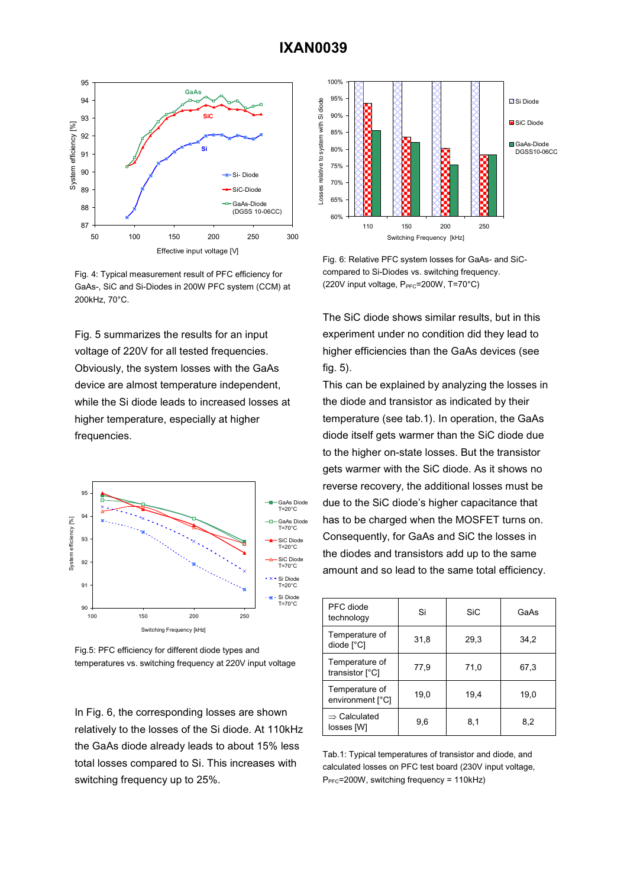Fig. 4: Typical measurement result of PFC efficiency for GaAs-, SiC and Si-Diodes in 200W PFC system (CCM) at 200kHz, 70°C.

Fig. 5 summarizes the results for an input voltage of 220V for all tested frequencies. Obviously, the system losses with the GaAs device are almost temperature independent, while the Si diode leads to increased losses at higher temperature, especially at higher frequencies.

Fig.5: PFC efficiency for different diode types and temperatures vs. switching frequency at 220V input voltage

In Fig. 6, the corresponding losses are shown relatively to the losses of the Si diode. At 110kHz the GaAs diode already leads to about 15% less total losses compared to Si. This increases with switching frequency up to 25%.

Fig. 6: Relative PFC system losses for GaAs- and SiC-compared to Si-Diodes vs. switching frequency. (220V input voltage, $P_{PFC}$=200W, T=70°C)

The SiC diode shows similar results, but in this experiment under no condition did they lead to higher efficiencies than the GaAs devices (see fig. 5).

This can be explained by analyzing the losses in the diode and transistor as indicated by their temperature (see tab.1). In operation, the GaAs diode itself gets warmer than the SiC diode due to the higher on-state losses. But the transistor gets warmer with the SiC diode. As it shows no reverse recovery, the additional losses must be due to the SiC diode's higher capacitance that has to be charged when the MOSFET turns on. Consequently, for GaAs and SiC the losses in the diodes and transistors add up to the same amount and so lead to the same total efficiency.

| PFC diode technology | Si | SiC | GaAs |
|---|---|---|---|
| Temperature of diode [°C] | 31,8 | 29,3 | 34,2 |
| Temperature of transistor [°C] | 77,9 | 71,0 | 67,3 |
| Temperature of environment [°C] | 19,0 | 19,4 | 19,0 |
| ⇒ Calculated losses [W] | 9,6 | 8,1 | 8,2 |

Tab.1: Typical temperatures of transistor and diode, and calculated losses on PFC test board (230V input voltage, $P_{PFC}$=200W, switching frequency = 110kHz)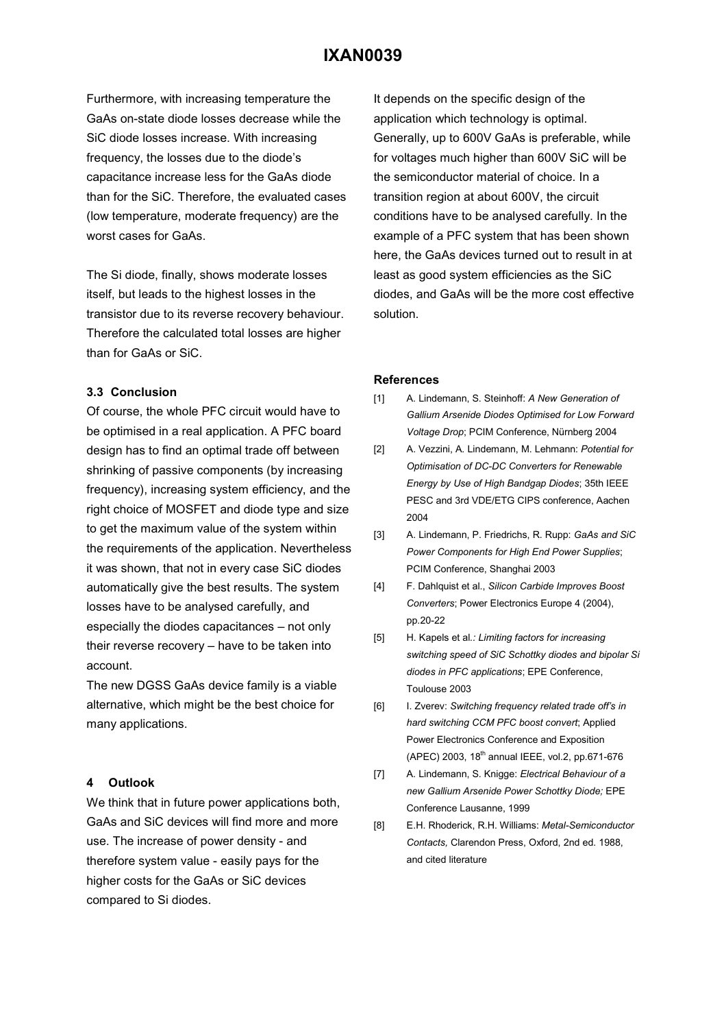Furthermore, with increasing temperature the GaAs on-state diode losses decrease while the SiC diode losses increase. With increasing frequency, the losses due to the diode's capacitance increase less for the GaAs diode than for the SiC. Therefore, the evaluated cases (low temperature, moderate frequency) are the worst cases for GaAs.

The Si diode, finally, shows moderate losses itself, but leads to the highest losses in the transistor due to its reverse recovery behaviour. Therefore the calculated total losses are higher than for GaAs or SiC.

### 3.3 Conclusion

Of course, the whole PFC circuit would have to be optimised in a real application. A PFC board design has to find an optimal trade off between shrinking of passive components (by increasing frequency), increasing system efficiency, and the right choice of MOSFET and diode type and size to get the maximum value of the system within the requirements of the application. Nevertheless it was shown, that not in every case SiC diodes automatically give the best results. The system losses have to be analysed carefully, and especially the diodes capacitances – not only their reverse recovery – have to be taken into account.

The new DGSS GaAs device family is a viable alternative, which might be the best choice for many applications.

## 4 Outlook

We think that in future power applications both, GaAs and SiC devices will find more and more use. The increase of power density - and therefore system value - easily pays for the higher costs for the GaAs or SiC devices compared to Si diodes.

It depends on the specific design of the application which technology is optimal. Generally, up to 600V GaAs is preferable, while for voltages much higher than 600V SiC will be the semiconductor material of choice. In a transition region at about 600V, the circuit conditions have to be analysed carefully. In the example of a PFC system that has been shown here, the GaAs devices turned out to result in at least as good system efficiencies as the SiC diodes, and GaAs will be the more cost effective solution.

### References

[1] A. Lindemann, S. Steinhoff: *A New Generation of Gallium Arsenide Diodes Optimised for Low Forward Voltage Drop*; PCIM Conference, Nürnberg 2004

[2] A. Vezzini, A. Lindemann, M. Lehmann: *Potential for Optimisation of DC-DC Converters for Renewable Energy by Use of High Bandgap Diodes*; 35th IEEE PESC and 3rd VDE/ETG CIPS conference, Aachen 2004

[3] A. Lindemann, P. Friedrichs, R. Rupp: *GaAs and SiC Power Components for High End Power Supplies*; PCIM Conference, Shanghai 2003

[4] F. Dahlquist et al., *Silicon Carbide Improves Boost Converters*; Power Electronics Europe 4 (2004), pp.20-22

[5] H. Kapels et al.*: Limiting factors for increasing switching speed of SiC Schottky diodes and bipolar Si diodes in PFC applications*; EPE Conference, Toulouse 2003

[6] I. Zverev: *Switching frequency related trade off's in hard switching CCM PFC boost convert*; Applied Power Electronics Conference and Exposition (APEC) 2003, 18th annual IEEE, vol.2, pp.671-676

[7] A. Lindemann, S. Knigge: *Electrical Behaviour of a new Gallium Arsenide Power Schottky Diode;* EPE Conference Lausanne, 1999

[8] E.H. Rhoderick, R.H. Williams: *Metal-Semiconductor Contacts,* Clarendon Press, Oxford, 2nd ed. 1988, and cited literature